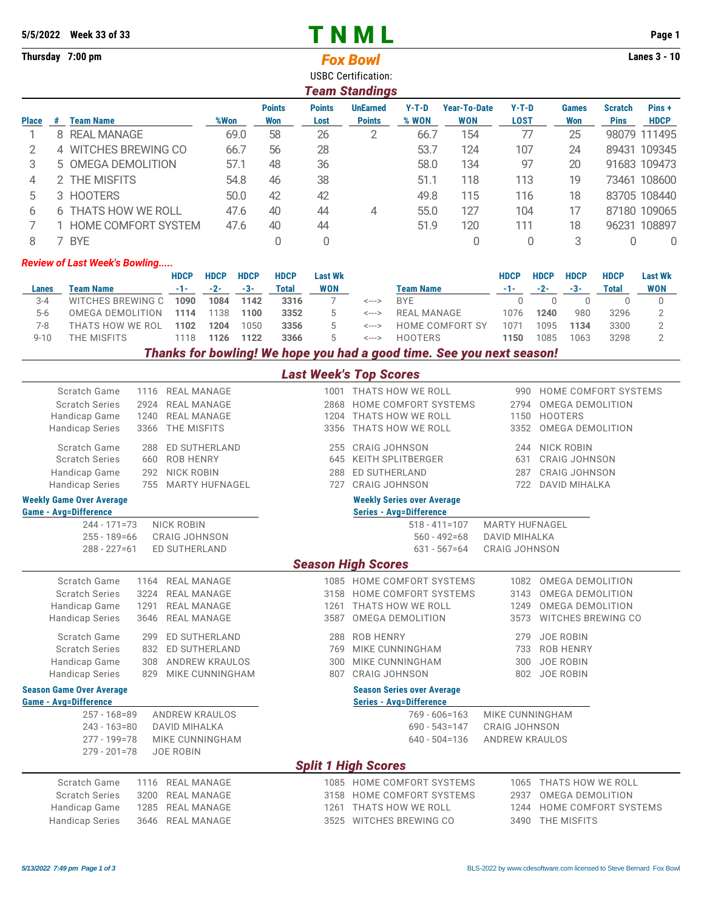**5/5/2022 Week 33 of 33**

**Thursday 7:00 pm**

# TNML

## *Fox Bowl*

**Lanes 3 - 10**

USBC Certification:

## *Team Standings*

| Place | # | Team Name | %Won | Points Won | Points Lost | UnEarned Points | Y-T-D % WON | Year-To-Date WON | Y-T-D LOST | Games Won | Scratch Pins | Pins + HDCP |
|---|---|---|---|---|---|---|---|---|---|---|---|---|
| 1 | 8 | REAL MANAGE | 69.0 | 58 | 26 | 2 | 66.7 | 154 | 77 | 25 | 98079 | 111495 |
| 2 | 4 | WITCHES BREWING CO | 66.7 | 56 | 28 | | 53.7 | 124 | 107 | 24 | 89431 | 109345 |
| 3 | 5 | OMEGA DEMOLITION | 57.1 | 48 | 36 | | 58.0 | 134 | 97 | 20 | 91683 | 109473 |
| 4 | 2 | THE MISFITS | 54.8 | 46 | 38 | | 51.1 | 118 | 113 | 19 | 73461 | 108600 |
| 5 | 3 | HOOTERS | 50.0 | 42 | 42 | | 49.8 | 115 | 116 | 18 | 83705 | 108440 |
| 6 | 6 | THATS HOW WE ROLL | 47.6 | 40 | 44 | 4 | 55.0 | 127 | 104 | 17 | 87180 | 109065 |
| 7 | 1 | HOME COMFORT SYSTEM | 47.6 | 40 | 44 | | 51.9 | 120 | 111 | 18 | 96231 | 108897 |
| 8 | 7 | BYE | | 0 | 0 | | | 0 | 0 | 3 | 0 | 0 |

### *Review of Last Week's Bowling.....*

| Lanes | Team Name | HDCP -1- | HDCP -2- | HDCP -3- | HDCP Total | Last Wk WON | | Team Name | HDCP -1- | HDCP -2- | HDCP -3- | HDCP Total | Last Wk WON |
|---|---|---|---|---|---|---|---|---|---|---|---|---|---|
| 3-4 | WITCHES BREWING C | **1090** | **1084** | **1142** | **3316** | 7 | <---> | BYE | 0 | 0 | 0 | 0 | 0 |
| 5-6 | OMEGA DEMOLITION | **1114** | 1138 | **1100** | **3352** | 5 | <---> | REAL MANAGE | 1076 | **1240** | 980 | 3296 | 2 |
| 7-8 | THATS HOW WE ROL | **1102** | **1204** | 1050 | **3356** | 5 | <---> | HOME COMFORT SY | 1071 | 1095 | **1134** | 3300 | 2 |
| 9-10 | THE MISFITS | 1118 | **1126** | **1122** | **3366** | 5 | <---> | HOOTERS | **1150** | 1085 | 1063 | 3298 | 2 |

***Thanks for bowling! We hope you had a good time. See you next season!***

## *Last Week's Top Scores*

| | | | | | | |
|---|---|---|---|---|---|---|
| Scratch Game | 1116 | REAL MANAGE | 1001 | THATS HOW WE ROLL | 990 | HOME COMFORT SYSTEMS |
| Scratch Series | 2924 | REAL MANAGE | 2868 | HOME COMFORT SYSTEMS | 2794 | OMEGA DEMOLITION |
| Handicap Game | 1240 | REAL MANAGE | 1204 | THATS HOW WE ROLL | 1150 | HOOTERS |
| Handicap Series | 3366 | THE MISFITS | 3356 | THATS HOW WE ROLL | 3352 | OMEGA DEMOLITION |
| Scratch Game | 288 | ED SUTHERLAND | 255 | CRAIG JOHNSON | 244 | NICK ROBIN |
| Scratch Series | 660 | ROB HENRY | 645 | KEITH SPLITBERGER | 631 | CRAIG JOHNSON |
| Handicap Game | 292 | NICK ROBIN | 288 | ED SUTHERLAND | 287 | CRAIG JOHNSON |
| Handicap Series | 755 | MARTY HUFNAGEL | 727 | CRAIG JOHNSON | 722 | DAVID MIHALKA |

**Weekly Game Over Average**

| Game - Avg=Difference | |
|---|---|
| 244 - 171=73 | NICK ROBIN |
| 255 - 189=66 | CRAIG JOHNSON |
| 288 - 227=61 | ED SUTHERLAND |

**Weekly Series over Average**

| Series - Avg=Difference | |
|---|---|
| 518 - 411=107 | MARTY HUFNAGEL |
| 560 - 492=68 | DAVID MIHALKA |
| 631 - 567=64 | CRAIG JOHNSON |

## *Season High Scores*

| | | | | | | |
|---|---|---|---|---|---|---|
| Scratch Game | 1164 | REAL MANAGE | 1085 | HOME COMFORT SYSTEMS | 1082 | OMEGA DEMOLITION |
| Scratch Series | 3224 | REAL MANAGE | 3158 | HOME COMFORT SYSTEMS | 3143 | OMEGA DEMOLITION |
| Handicap Game | 1291 | REAL MANAGE | 1261 | THATS HOW WE ROLL | 1249 | OMEGA DEMOLITION |
| Handicap Series | 3646 | REAL MANAGE | 3587 | OMEGA DEMOLITION | 3573 | WITCHES BREWING CO |
| Scratch Game | 299 | ED SUTHERLAND | 288 | ROB HENRY | 279 | JOE ROBIN |
| Scratch Series | 832 | ED SUTHERLAND | 769 | MIKE CUNNINGHAM | 733 | ROB HENRY |
| Handicap Game | 308 | ANDREW KRAULOS | 300 | MIKE CUNNINGHAM | 300 | JOE ROBIN |
| Handicap Series | 829 | MIKE CUNNINGHAM | 807 | CRAIG JOHNSON | 802 | JOE ROBIN |

**Season Game Over Average**

| Game - Avg=Difference | |
|---|---|
| 257 - 168=89 | ANDREW KRAULOS |
| 243 - 163=80 | DAVID MIHALKA |
| 277 - 199=78 | MIKE CUNNINGHAM |
| 279 - 201=78 | JOE ROBIN |

**Season Series over Average**

| Series - Avg=Difference | |
|---|---|
| 769 - 606=163 | MIKE CUNNINGHAM |
| 690 - 543=147 | CRAIG JOHNSON |
| 640 - 504=136 | ANDREW KRAULOS |

## *Split 1 High Scores*

| | | | | | | |
|---|---|---|---|---|---|---|
| Scratch Game | 1116 | REAL MANAGE | 1085 | HOME COMFORT SYSTEMS | 1065 | THATS HOW WE ROLL |
| Scratch Series | 3200 | REAL MANAGE | 3158 | HOME COMFORT SYSTEMS | 2937 | OMEGA DEMOLITION |
| Handicap Game | 1285 | REAL MANAGE | 1261 | THATS HOW WE ROLL | 1244 | HOME COMFORT SYSTEMS |
| Handicap Series | 3646 | REAL MANAGE | 3525 | WITCHES BREWING CO | 3490 | THE MISFITS |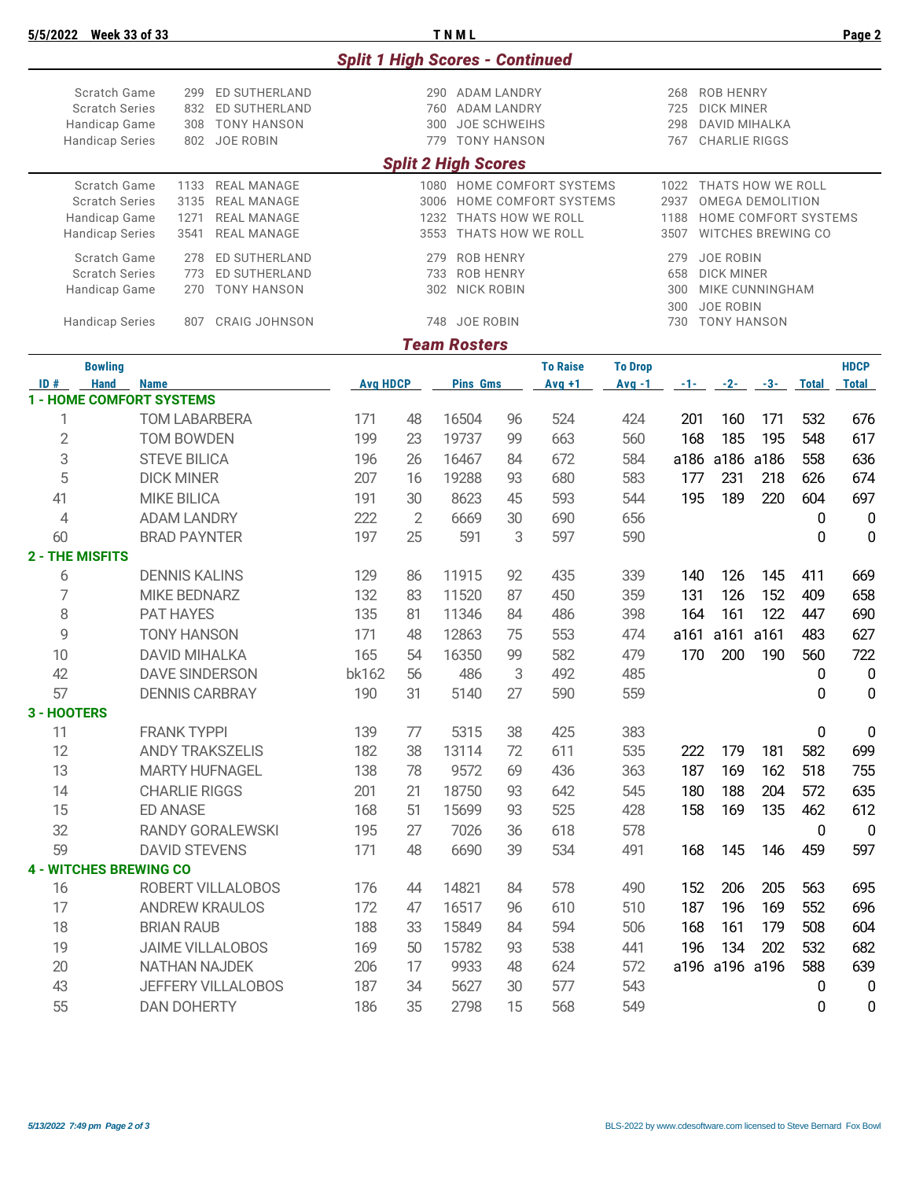## Split 1 High Scores - Continued

| | | | | | | |
|---|---|---|---|---|---|---|
| Scratch Game | 299 | ED SUTHERLAND | 290 | ADAM LANDRY | 268 | ROB HENRY |
| Scratch Series | 832 | ED SUTHERLAND | 760 | ADAM LANDRY | 725 | DICK MINER |
| Handicap Game | 308 | TONY HANSON | 300 | JOE SCHWEIHS | 298 | DAVID MIHALKA |
| Handicap Series | 802 | JOE ROBIN | 779 | TONY HANSON | 767 | CHARLIE RIGGS |

## Split 2 High Scores

| | | | | | | |
|---|---|---|---|---|---|---|
| Scratch Game | 1133 | REAL MANAGE | 1080 | HOME COMFORT SYSTEMS | 1022 | THATS HOW WE ROLL |
| Scratch Series | 3135 | REAL MANAGE | 3006 | HOME COMFORT SYSTEMS | 2937 | OMEGA DEMOLITION |
| Handicap Game | 1271 | REAL MANAGE | 1232 | THATS HOW WE ROLL | 1188 | HOME COMFORT SYSTEMS |
| Handicap Series | 3541 | REAL MANAGE | 3553 | THATS HOW WE ROLL | 3507 | WITCHES BREWING CO |

| | | | | | | |
|---|---|---|---|---|---|---|
| Scratch Game | 278 | ED SUTHERLAND | 279 | ROB HENRY | 279 | JOE ROBIN |
| Scratch Series | 773 | ED SUTHERLAND | 733 | ROB HENRY | 658 | DICK MINER |
| Handicap Game | 270 | TONY HANSON | 302 | NICK ROBIN | 300 | MIKE CUNNINGHAM |
| | | | | | 300 | JOE ROBIN |
| Handicap Series | 807 | CRAIG JOHNSON | 748 | JOE ROBIN | 730 | TONY HANSON |

## Team Rosters

| ID # | Bowling Hand | Name | Avg | HDCP | Pins | Gms | To Raise Avg +1 | To Drop Avg -1 | -1- | -2- | -3- | Total | HDCP Total |
|---|---|---|---|---|---|---|---|---|---|---|---|---|---|
| **1 - HOME COMFORT SYSTEMS** | | | | | | | | | | | | | |
| 1 | | TOM LABARBERA | 171 | 48 | 16504 | 96 | 524 | 424 | 201 | 160 | 171 | 532 | 676 |
| 2 | | TOM BOWDEN | 199 | 23 | 19737 | 99 | 663 | 560 | 168 | 185 | 195 | 548 | 617 |
| 3 | | STEVE BILICA | 196 | 26 | 16467 | 84 | 672 | 584 | a186 | a186 | a186 | 558 | 636 |
| 5 | | DICK MINER | 207 | 16 | 19288 | 93 | 680 | 583 | 177 | 231 | 218 | 626 | 674 |
| 41 | | MIKE BILICA | 191 | 30 | 8623 | 45 | 593 | 544 | 195 | 189 | 220 | 604 | 697 |
| 4 | | ADAM LANDRY | 222 | 2 | 6669 | 30 | 690 | 656 | | | | 0 | 0 |
| 60 | | BRAD PAYNTER | 197 | 25 | 591 | 3 | 597 | 590 | | | | 0 | 0 |
| **2 - THE MISFITS** | | | | | | | | | | | | | |
| 6 | | DENNIS KALINS | 129 | 86 | 11915 | 92 | 435 | 339 | 140 | 126 | 145 | 411 | 669 |
| 7 | | MIKE BEDNARZ | 132 | 83 | 11520 | 87 | 450 | 359 | 131 | 126 | 152 | 409 | 658 |
| 8 | | PAT HAYES | 135 | 81 | 11346 | 84 | 486 | 398 | 164 | 161 | 122 | 447 | 690 |
| 9 | | TONY HANSON | 171 | 48 | 12863 | 75 | 553 | 474 | a161 | a161 | a161 | 483 | 627 |
| 10 | | DAVID MIHALKA | 165 | 54 | 16350 | 99 | 582 | 479 | 170 | 200 | 190 | 560 | 722 |
| 42 | | DAVE SINDERSON | bk162 | 56 | 486 | 3 | 492 | 485 | | | | 0 | 0 |
| 57 | | DENNIS CARBRAY | 190 | 31 | 5140 | 27 | 590 | 559 | | | | 0 | 0 |
| **3 - HOOTERS** | | | | | | | | | | | | | |
| 11 | | FRANK TYPPI | 139 | 77 | 5315 | 38 | 425 | 383 | | | | 0 | 0 |
| 12 | | ANDY TRAKSZELIS | 182 | 38 | 13114 | 72 | 611 | 535 | 222 | 179 | 181 | 582 | 699 |
| 13 | | MARTY HUFNAGEL | 138 | 78 | 9572 | 69 | 436 | 363 | 187 | 169 | 162 | 518 | 755 |
| 14 | | CHARLIE RIGGS | 201 | 21 | 18750 | 93 | 642 | 545 | 180 | 188 | 204 | 572 | 635 |
| 15 | | ED ANASE | 168 | 51 | 15699 | 93 | 525 | 428 | 158 | 169 | 135 | 462 | 612 |
| 32 | | RANDY GORALEWSKI | 195 | 27 | 7026 | 36 | 618 | 578 | | | | 0 | 0 |
| 59 | | DAVID STEVENS | 171 | 48 | 6690 | 39 | 534 | 491 | 168 | 145 | 146 | 459 | 597 |
| **4 - WITCHES BREWING CO** | | | | | | | | | | | | | |
| 16 | | ROBERT VILLALOBOS | 176 | 44 | 14821 | 84 | 578 | 490 | 152 | 206 | 205 | 563 | 695 |
| 17 | | ANDREW KRAULOS | 172 | 47 | 16517 | 96 | 610 | 510 | 187 | 196 | 169 | 552 | 696 |
| 18 | | BRIAN RAUB | 188 | 33 | 15849 | 84 | 594 | 506 | 168 | 161 | 179 | 508 | 604 |
| 19 | | JAIME VILLALOBOS | 169 | 50 | 15782 | 93 | 538 | 441 | 196 | 134 | 202 | 532 | 682 |
| 20 | | NATHAN NAJDEK | 206 | 17 | 9933 | 48 | 624 | 572 | a196 | a196 | a196 | 588 | 639 |
| 43 | | JEFFERY VILLALOBOS | 187 | 34 | 5627 | 30 | 577 | 543 | | | | 0 | 0 |
| 55 | | DAN DOHERTY | 186 | 35 | 2798 | 15 | 568 | 549 | | | | 0 | 0 |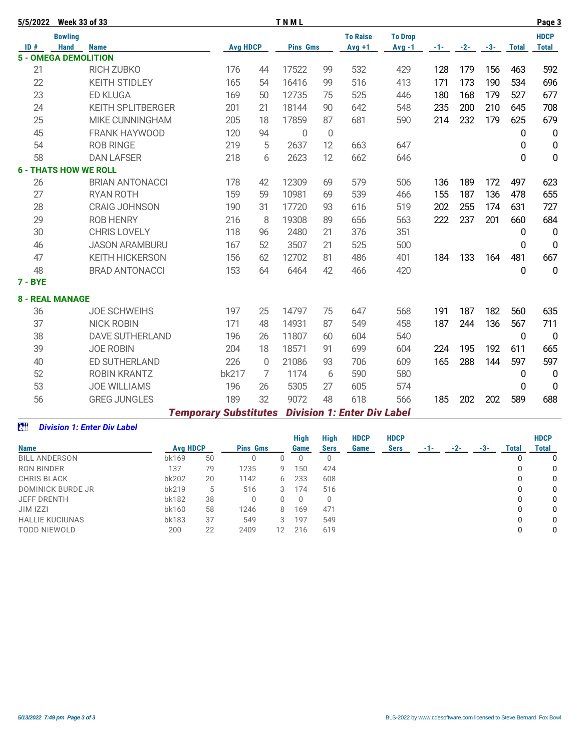5/5/2022 Week 33 of 33 — T N M L

| ID # | Bowling Hand | Name | Avg | HDCP | Pins | Gms | To Raise Avg +1 | To Drop Avg -1 | -1- | -2- | -3- | Total | HDCP Total |
|---|---|---|---|---|---|---|---|---|---|---|---|---|---|
| **5 - OMEGA DEMOLITION** | | | | | | | | | | | | | |
| 21 | | RICH ZUBKO | 176 | 44 | 17522 | 99 | 532 | 429 | 128 | 179 | 156 | 463 | 592 |
| 22 | | KEITH STIDLEY | 165 | 54 | 16416 | 99 | 516 | 413 | 171 | 173 | 190 | 534 | 696 |
| 23 | | ED KLUGA | 169 | 50 | 12735 | 75 | 525 | 446 | 180 | 168 | 179 | 527 | 677 |
| 24 | | KEITH SPLITBERGER | 201 | 21 | 18144 | 90 | 642 | 548 | 235 | 200 | 210 | 645 | 708 |
| 25 | | MIKE CUNNINGHAM | 205 | 18 | 17859 | 87 | 681 | 590 | 214 | 232 | 179 | 625 | 679 |
| 45 | | FRANK HAYWOOD | 120 | 94 | 0 | 0 | | | | | | 0 | 0 |
| 54 | | ROB RINGE | 219 | 5 | 2637 | 12 | 663 | 647 | | | | 0 | 0 |
| 58 | | DAN LAFSER | 218 | 6 | 2623 | 12 | 662 | 646 | | | | 0 | 0 |
| **6 - THATS HOW WE ROLL** | | | | | | | | | | | | | |
| 26 | | BRIAN ANTONACCI | 178 | 42 | 12309 | 69 | 579 | 506 | 136 | 189 | 172 | 497 | 623 |
| 27 | | RYAN ROTH | 159 | 59 | 10981 | 69 | 539 | 466 | 155 | 187 | 136 | 478 | 655 |
| 28 | | CRAIG JOHNSON | 190 | 31 | 17720 | 93 | 616 | 519 | 202 | 255 | 174 | 631 | 727 |
| 29 | | ROB HENRY | 216 | 8 | 19308 | 89 | 656 | 563 | 222 | 237 | 201 | 660 | 684 |
| 30 | | CHRIS LOVELY | 118 | 96 | 2480 | 21 | 376 | 351 | | | | 0 | 0 |
| 46 | | JASON ARAMBURU | 167 | 52 | 3507 | 21 | 525 | 500 | | | | 0 | 0 |
| 47 | | KEITH HICKERSON | 156 | 62 | 12702 | 81 | 486 | 401 | 184 | 133 | 164 | 481 | 667 |
| 48 | | BRAD ANTONACCI | 153 | 64 | 6464 | 42 | 466 | 420 | | | | 0 | 0 |
| **7 - BYE** | | | | | | | | | | | | | |
| **8 - REAL MANAGE** | | | | | | | | | | | | | |
| 36 | | JOE SCHWEIHS | 197 | 25 | 14797 | 75 | 647 | 568 | 191 | 187 | 182 | 560 | 635 |
| 37 | | NICK ROBIN | 171 | 48 | 14931 | 87 | 549 | 458 | 187 | 244 | 136 | 567 | 711 |
| 38 | | DAVE SUTHERLAND | 196 | 26 | 11807 | 60 | 604 | 540 | | | | 0 | 0 |
| 39 | | JOE ROBIN | 204 | 18 | 18571 | 91 | 699 | 604 | 224 | 195 | 192 | 611 | 665 |
| 40 | | ED SUTHERLAND | 226 | 0 | 21086 | 93 | 706 | 609 | 165 | 288 | 144 | 597 | 597 |
| 52 | | ROBIN KRANTZ | bk217 | 7 | 1174 | 6 | 590 | 580 | | | | 0 | 0 |
| 53 | | JOE WILLIAMS | 196 | 26 | 5305 | 27 | 605 | 574 | | | | 0 | 0 |
| 56 | | GREG JUNGLES | 189 | 32 | 9072 | 48 | 618 | 566 | 185 | 202 | 202 | 589 | 688 |

***Temporary Substitutes Division 1: Enter Div Label***

***Division 1: Enter Div Label***

| Name | Avg | HDCP | Pins | Gms | High Game | High Sers | HDCP Game | HDCP Sers | -1- | -2- | -3- | Total | HDCP Total |
|---|---|---|---|---|---|---|---|---|---|---|---|---|---|
| BILL ANDERSON | bk169 | 50 | 0 | 0 | 0 | 0 | | | | | | 0 | 0 |
| RON BINDER | 137 | 79 | 1235 | 9 | 150 | 424 | | | | | | 0 | 0 |
| CHRIS BLACK | bk202 | 20 | 1142 | 6 | 233 | 608 | | | | | | 0 | 0 |
| DOMINICK BURDE JR | bk219 | 5 | 516 | 3 | 174 | 516 | | | | | | 0 | 0 |
| JEFF DRENTH | bk182 | 38 | 0 | 0 | 0 | 0 | | | | | | 0 | 0 |
| JIM IZZI | bk160 | 58 | 1246 | 8 | 169 | 471 | | | | | | 0 | 0 |
| HALLIE KUCIUNAS | bk183 | 37 | 549 | 3 | 197 | 549 | | | | | | 0 | 0 |
| TODD NIEWOLD | 200 | 22 | 2409 | 12 | 216 | 619 | | | | | | 0 | 0 |

BLS-2022 by www.cdesoftware.com licensed to Steve Bernard Fox Bowl